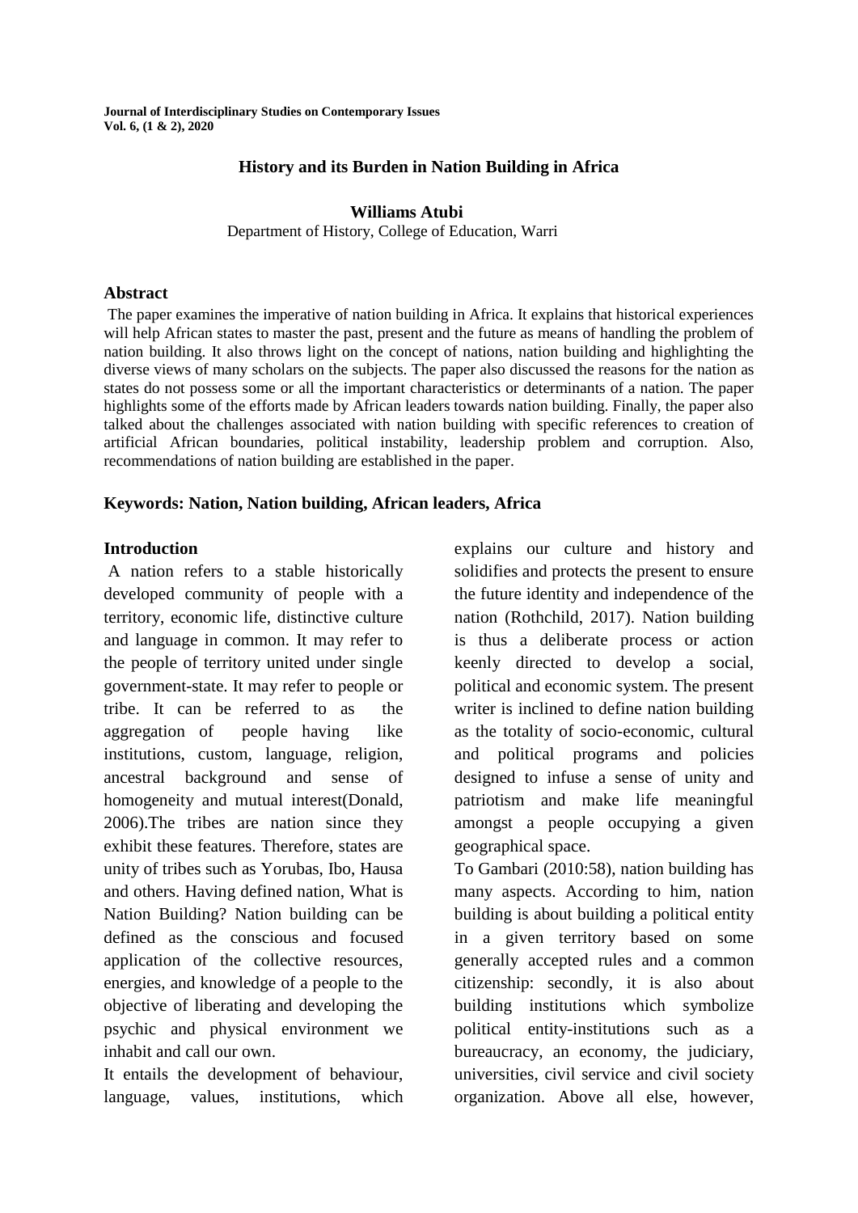# History and its Burden in Nation Building in Africa

**Williams Atubi**

Department of History, College of Education, Warri

## Abstract

The paper examines the imperative of nation building in Africa. It explains that historical experiences will help African states to master the past, present and the future as means of handling the problem of nation building. It also throws light on the concept of nations, nation building and highlighting the diverse views of many scholars on the subjects. The paper also discussed the reasons for the nation as states do not possess some or all the important characteristics or determinants of a nation. The paper highlights some of the efforts made by African leaders towards nation building. Finally, the paper also talked about the challenges associated with nation building with specific references to creation of artificial African boundaries, political instability, leadership problem and corruption. Also, recommendations of nation building are established in the paper.

**Keywords: Nation, Nation building, African leaders, Africa**

## Introduction

A nation refers to a stable historically developed community of people with a territory, economic life, distinctive culture and language in common. It may refer to the people of territory united under single government-state. It may refer to people or tribe. It can be referred to as the aggregation of people having like institutions, custom, language, religion, ancestral background and sense of homogeneity and mutual interest(Donald, 2006).The tribes are nation since they exhibit these features. Therefore, states are unity of tribes such as Yorubas, Ibo, Hausa and others. Having defined nation, What is Nation Building? Nation building can be defined as the conscious and focused application of the collective resources, energies, and knowledge of a people to the objective of liberating and developing the psychic and physical environment we inhabit and call our own.

It entails the development of behaviour, language, values, institutions, which explains our culture and history and solidifies and protects the present to ensure the future identity and independence of the nation (Rothchild, 2017). Nation building is thus a deliberate process or action keenly directed to develop a social, political and economic system. The present writer is inclined to define nation building as the totality of socio-economic, cultural and political programs and policies designed to infuse a sense of unity and patriotism and make life meaningful amongst a people occupying a given geographical space.

To Gambari (2010:58), nation building has many aspects. According to him, nation building is about building a political entity in a given territory based on some generally accepted rules and a common citizenship: secondly, it is also about building institutions which symbolize political entity-institutions such as a bureaucracy, an economy, the judiciary, universities, civil service and civil society organization. Above all else, however,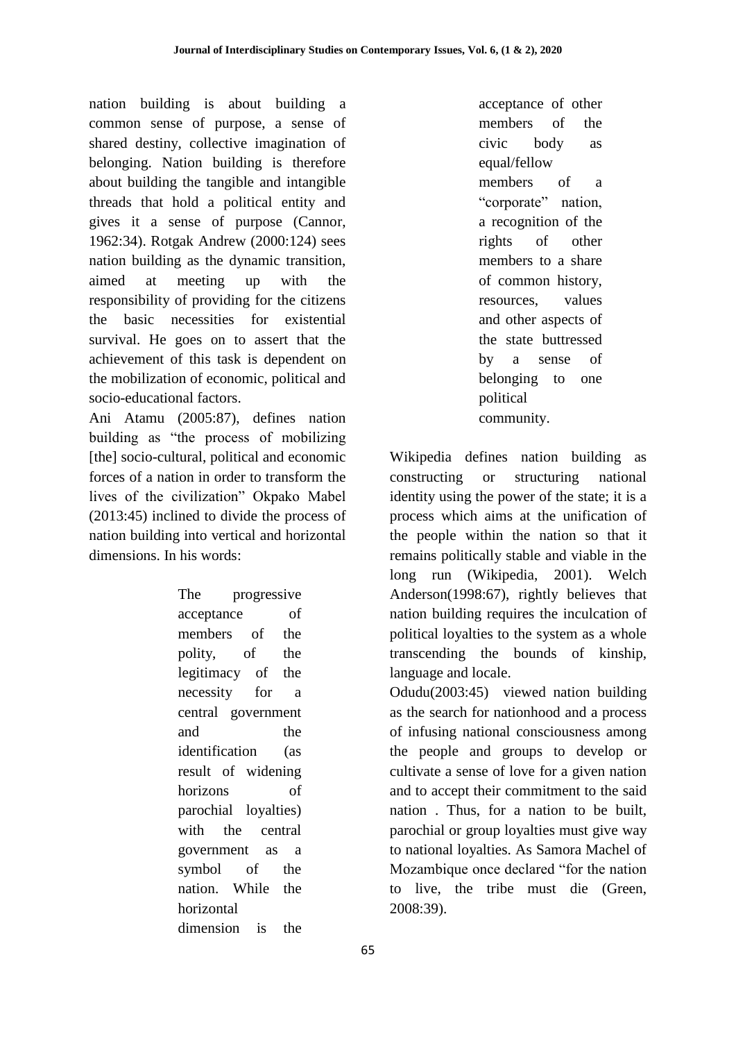nation building is about building a common sense of purpose, a sense of shared destiny, collective imagination of belonging. Nation building is therefore about building the tangible and intangible threads that hold a political entity and gives it a sense of purpose (Cannor, 1962:34). Rotgak Andrew (2000:124) sees nation building as the dynamic transition, aimed at meeting up with the responsibility of providing for the citizens the basic necessities for existential survival. He goes on to assert that the achievement of this task is dependent on the mobilization of economic, political and socio-educational factors.

Ani Atamu (2005:87), defines nation building as "the process of mobilizing [the] socio-cultural, political and economic forces of a nation in order to transform the lives of the civilization" Okpako Mabel (2013:45) inclined to divide the process of nation building into vertical and horizontal dimensions. In his words:

> The progressive acceptance of members of the polity, of the legitimacy of the necessity for a central government and the identification (as result of widening horizons of parochial loyalties) with the central government as a symbol of the nation. While the horizontal dimension is the acceptance of other members of the civic body as equal/fellow members of a "corporate" nation, a recognition of the rights of other members to a share of common history, resources, values and other aspects of the state buttressed by a sense of belonging to one political community.

Wikipedia defines nation building as constructing or structuring national identity using the power of the state; it is a process which aims at the unification of the people within the nation so that it remains politically stable and viable in the long run (Wikipedia, 2001). Welch Anderson(1998:67), rightly believes that nation building requires the inculcation of political loyalties to the system as a whole transcending the bounds of kinship, language and locale.

Odudu(2003:45) viewed nation building as the search for nationhood and a process of infusing national consciousness among the people and groups to develop or cultivate a sense of love for a given nation and to accept their commitment to the said nation . Thus, for a nation to be built, parochial or group loyalties must give way to national loyalties. As Samora Machel of Mozambique once declared "for the nation to live, the tribe must die (Green, 2008:39).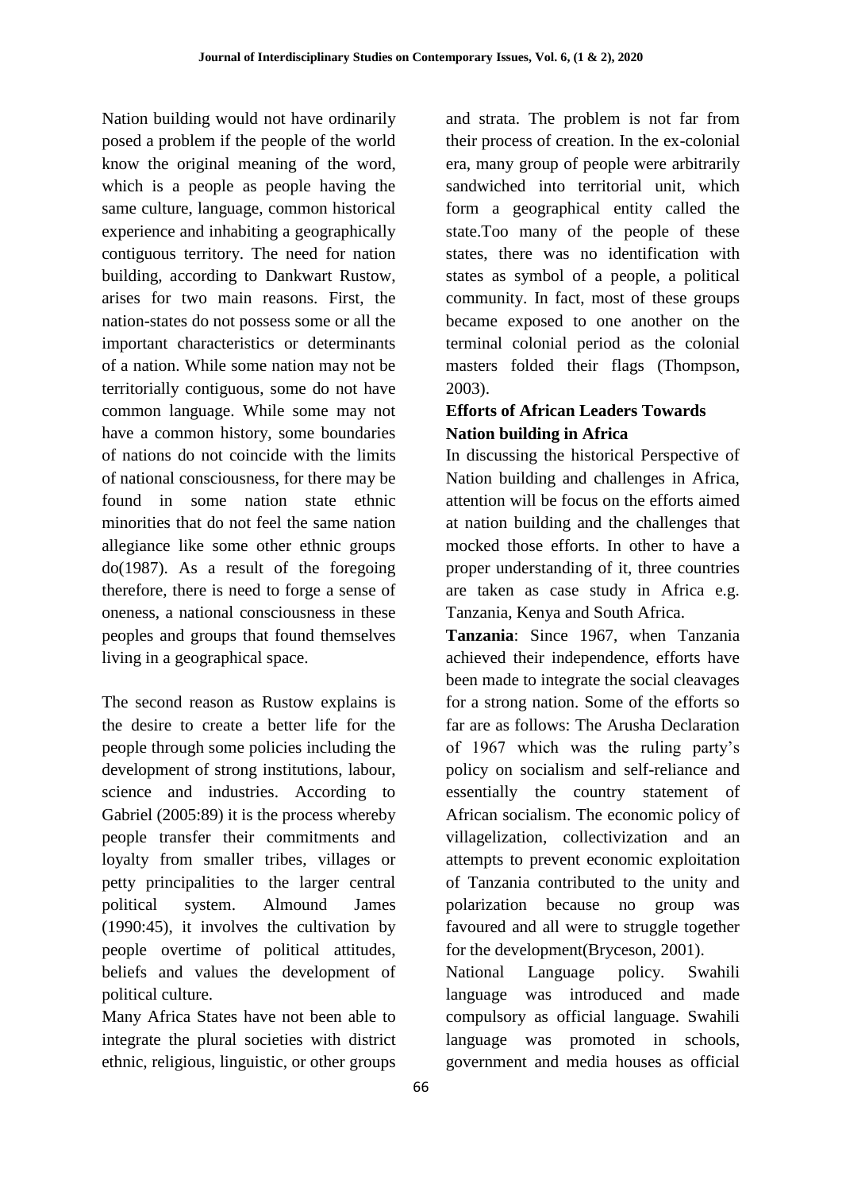Nation building would not have ordinarily posed a problem if the people of the world know the original meaning of the word, which is a people as people having the same culture, language, common historical experience and inhabiting a geographically contiguous territory. The need for nation building, according to Dankwart Rustow, arises for two main reasons. First, the nation-states do not possess some or all the important characteristics or determinants of a nation. While some nation may not be territorially contiguous, some do not have common language. While some may not have a common history, some boundaries of nations do not coincide with the limits of national consciousness, for there may be found in some nation state ethnic minorities that do not feel the same nation allegiance like some other ethnic groups do(1987). As a result of the foregoing therefore, there is need to forge a sense of oneness, a national consciousness in these peoples and groups that found themselves living in a geographical space.

The second reason as Rustow explains is the desire to create a better life for the people through some policies including the development of strong institutions, labour, science and industries. According to Gabriel (2005:89) it is the process whereby people transfer their commitments and loyalty from smaller tribes, villages or petty principalities to the larger central political system. Almound James (1990:45), it involves the cultivation by people overtime of political attitudes, beliefs and values the development of political culture.

Many Africa States have not been able to integrate the plural societies with district ethnic, religious, linguistic, or other groups and strata. The problem is not far from their process of creation. In the ex-colonial era, many group of people were arbitrarily sandwiched into territorial unit, which form a geographical entity called the state.Too many of the people of these states, there was no identification with states as symbol of a people, a political community. In fact, most of these groups became exposed to one another on the terminal colonial period as the colonial masters folded their flags (Thompson, 2003).

## Efforts of African Leaders Towards Nation building in Africa

In discussing the historical Perspective of Nation building and challenges in Africa, attention will be focus on the efforts aimed at nation building and the challenges that mocked those efforts. In other to have a proper understanding of it, three countries are taken as case study in Africa e.g. Tanzania, Kenya and South Africa.

**Tanzania**: Since 1967, when Tanzania achieved their independence, efforts have been made to integrate the social cleavages for a strong nation. Some of the efforts so far are as follows: The Arusha Declaration of 1967 which was the ruling party's policy on socialism and self-reliance and essentially the country statement of African socialism. The economic policy of villagelization, collectivization and an attempts to prevent economic exploitation of Tanzania contributed to the unity and polarization because no group was favoured and all were to struggle together for the development(Bryceson, 2001).

National Language policy. Swahili language was introduced and made compulsory as official language. Swahili language was promoted in schools, government and media houses as official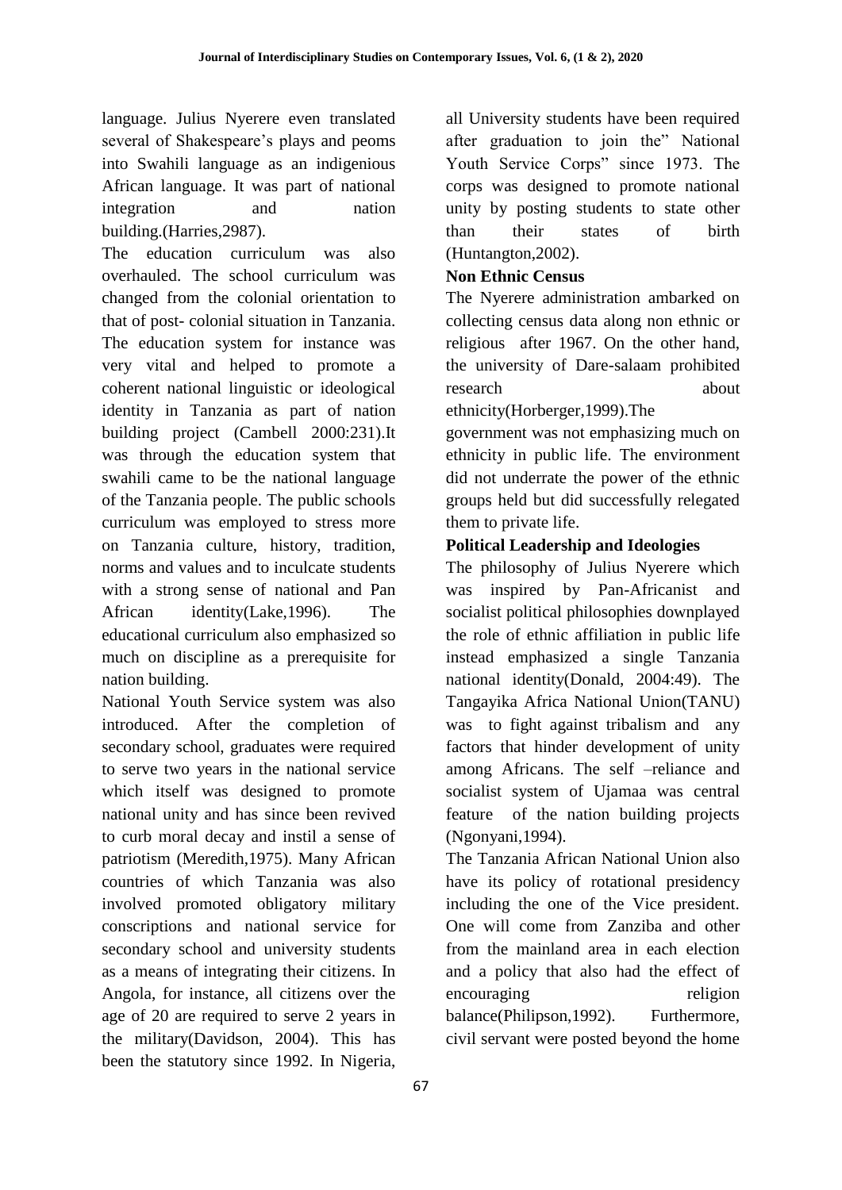language. Julius Nyerere even translated several of Shakespeare's plays and peoms into Swahili language as an indigenious African language. It was part of national integration and nation building.(Harries,2987).

The education curriculum was also overhauled. The school curriculum was changed from the colonial orientation to that of post- colonial situation in Tanzania. The education system for instance was very vital and helped to promote a coherent national linguistic or ideological identity in Tanzania as part of nation building project (Cambell 2000:231).It was through the education system that swahili came to be the national language of the Tanzania people. The public schools curriculum was employed to stress more on Tanzania culture, history, tradition, norms and values and to inculcate students with a strong sense of national and Pan African identity(Lake,1996). The educational curriculum also emphasized so much on discipline as a prerequisite for nation building.

National Youth Service system was also introduced. After the completion of secondary school, graduates were required to serve two years in the national service which itself was designed to promote national unity and has since been revived to curb moral decay and instil a sense of patriotism (Meredith,1975). Many African countries of which Tanzania was also involved promoted obligatory military conscriptions and national service for secondary school and university students as a means of integrating their citizens. In Angola, for instance, all citizens over the age of 20 are required to serve 2 years in the military(Davidson, 2004). This has been the statutory since 1992. In Nigeria, all University students have been required after graduation to join the" National Youth Service Corps" since 1973. The corps was designed to promote national unity by posting students to state other than their states of birth (Huntangton,2002).

**Non Ethnic Census**

The Nyerere administration ambarked on collecting census data along non ethnic or religious after 1967. On the other hand, the university of Dare-salaam prohibited research about ethnicity(Horberger,1999).The government was not emphasizing much on ethnicity in public life. The environment did not underrate the power of the ethnic groups held but did successfully relegated them to private life.

**Political Leadership and Ideologies**

The philosophy of Julius Nyerere which was inspired by Pan-Africanist and socialist political philosophies downplayed the role of ethnic affiliation in public life instead emphasized a single Tanzania national identity(Donald, 2004:49). The Tangayika Africa National Union(TANU) was to fight against tribalism and any factors that hinder development of unity among Africans. The self –reliance and socialist system of Ujamaa was central feature of the nation building projects (Ngonyani,1994).

The Tanzania African National Union also have its policy of rotational presidency including the one of the Vice president. One will come from Zanziba and other from the mainland area in each election and a policy that also had the effect of encouraging religion balance(Philipson,1992). Furthermore, civil servant were posted beyond the home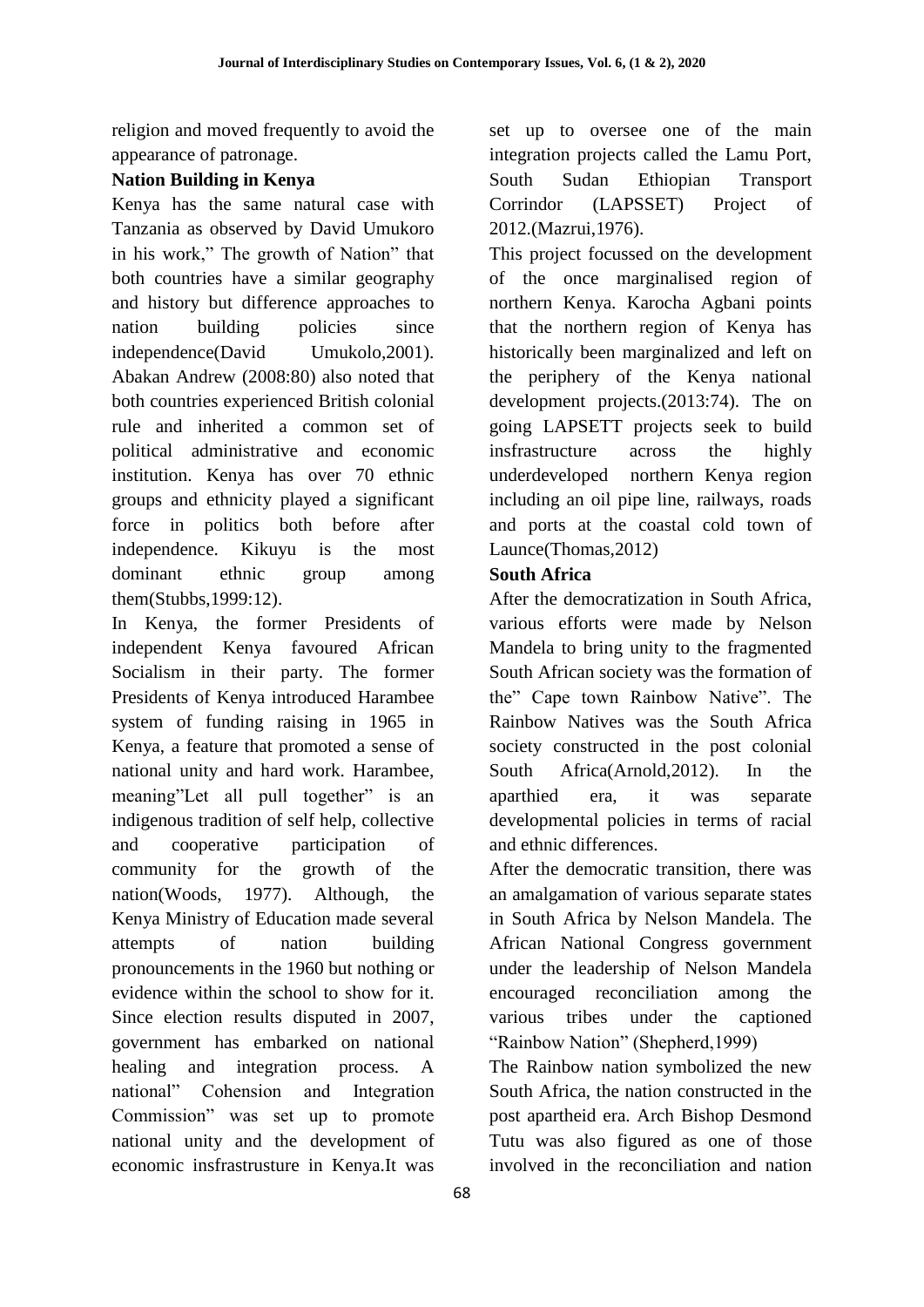religion and moved frequently to avoid the appearance of patronage.

**Nation Building in Kenya**

Kenya has the same natural case with Tanzania as observed by David Umukoro in his work," The growth of Nation" that both countries have a similar geography and history but difference approaches to nation building policies since independence(David Umukolo,2001). Abakan Andrew (2008:80) also noted that both countries experienced British colonial rule and inherited a common set of political administrative and economic institution. Kenya has over 70 ethnic groups and ethnicity played a significant force in politics both before after independence. Kikuyu is the most dominant ethnic group among them(Stubbs,1999:12).

In Kenya, the former Presidents of independent Kenya favoured African Socialism in their party. The former Presidents of Kenya introduced Harambee system of funding raising in 1965 in Kenya, a feature that promoted a sense of national unity and hard work. Harambee, meaning"Let all pull together" is an indigenous tradition of self help, collective and cooperative participation of community for the growth of the nation(Woods, 1977). Although, the Kenya Ministry of Education made several attempts of nation building pronouncements in the 1960 but nothing or evidence within the school to show for it. Since election results disputed in 2007, government has embarked on national healing and integration process. A national" Cohension and Integration Commission" was set up to promote national unity and the development of economic insfrastrusture in Kenya.It was set up to oversee one of the main integration projects called the Lamu Port, South Sudan Ethiopian Transport Corrindor (LAPSSET) Project of 2012.(Mazrui,1976).

This project focussed on the development of the once marginalised region of northern Kenya. Karocha Agbani points that the northern region of Kenya has historically been marginalized and left on the periphery of the Kenya national development projects.(2013:74). The on going LAPSETT projects seek to build insfrastructure across the highly underdeveloped northern Kenya region including an oil pipe line, railways, roads and ports at the coastal cold town of Launce(Thomas,2012)

**South Africa**

After the democratization in South Africa, various efforts were made by Nelson Mandela to bring unity to the fragmented South African society was the formation of the" Cape town Rainbow Native". The Rainbow Natives was the South Africa society constructed in the post colonial South Africa(Arnold,2012). In the aparthied era, it was separate developmental policies in terms of racial and ethnic differences.

After the democratic transition, there was an amalgamation of various separate states in South Africa by Nelson Mandela. The African National Congress government under the leadership of Nelson Mandela encouraged reconciliation among the various tribes under the captioned "Rainbow Nation" (Shepherd,1999)

The Rainbow nation symbolized the new South Africa, the nation constructed in the post apartheid era. Arch Bishop Desmond Tutu was also figured as one of those involved in the reconciliation and nation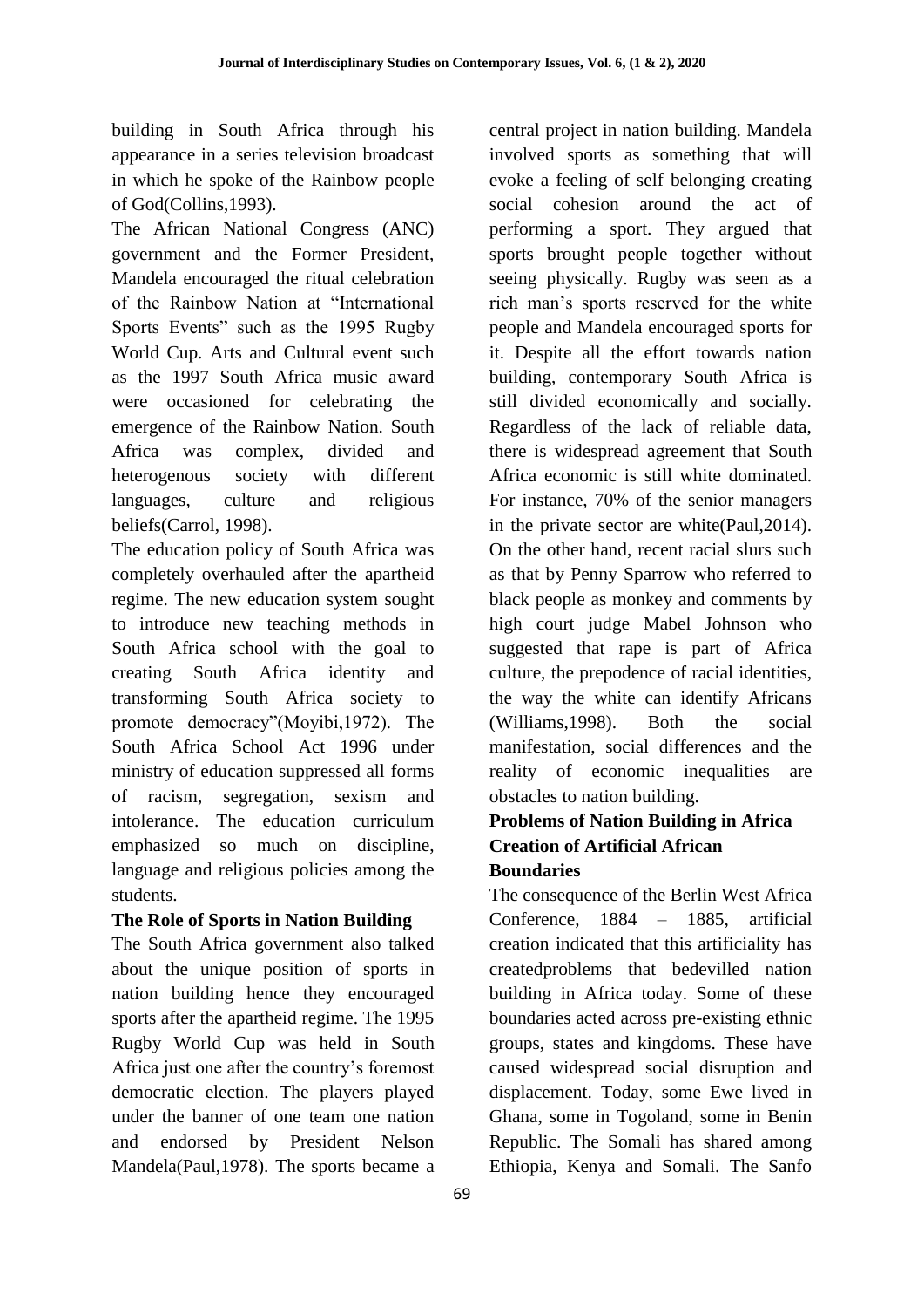building in South Africa through his appearance in a series television broadcast in which he spoke of the Rainbow people of God(Collins,1993).

The African National Congress (ANC) government and the Former President, Mandela encouraged the ritual celebration of the Rainbow Nation at "International Sports Events" such as the 1995 Rugby World Cup. Arts and Cultural event such as the 1997 South Africa music award were occasioned for celebrating the emergence of the Rainbow Nation. South Africa was complex, divided and heterogenous society with different languages, culture and religious beliefs(Carrol, 1998).

The education policy of South Africa was completely overhauled after the apartheid regime. The new education system sought to introduce new teaching methods in South Africa school with the goal to creating South Africa identity and transforming South Africa society to promote democracy"(Moyibi,1972). The South Africa School Act 1996 under ministry of education suppressed all forms of racism, segregation, sexism and intolerance. The education curriculum emphasized so much on discipline, language and religious policies among the students.

**The Role of Sports in Nation Building**

The South Africa government also talked about the unique position of sports in nation building hence they encouraged sports after the apartheid regime. The 1995 Rugby World Cup was held in South Africa just one after the country's foremost democratic election. The players played under the banner of one team one nation and endorsed by President Nelson Mandela(Paul,1978). The sports became a central project in nation building. Mandela involved sports as something that will evoke a feeling of self belonging creating social cohesion around the act of performing a sport. They argued that sports brought people together without seeing physically. Rugby was seen as a rich man's sports reserved for the white people and Mandela encouraged sports for it. Despite all the effort towards nation building, contemporary South Africa is still divided economically and socially. Regardless of the lack of reliable data, there is widespread agreement that South Africa economic is still white dominated. For instance, 70% of the senior managers in the private sector are white(Paul,2014). On the other hand, recent racial slurs such as that by Penny Sparrow who referred to black people as monkey and comments by high court judge Mabel Johnson who suggested that rape is part of Africa culture, the prepodence of racial identities, the way the white can identify Africans (Williams,1998). Both the social manifestation, social differences and the reality of economic inequalities are obstacles to nation building.

**Problems of Nation Building in Africa**

**Creation of Artificial African Boundaries**

The consequence of the Berlin West Africa Conference, 1884 – 1885, artificial creation indicated that this artificiality has createdproblems that bedevilled nation building in Africa today. Some of these boundaries acted across pre-existing ethnic groups, states and kingdoms. These have caused widespread social disruption and displacement. Today, some Ewe lived in Ghana, some in Togoland, some in Benin Republic. The Somali has shared among Ethiopia, Kenya and Somali. The Sanfo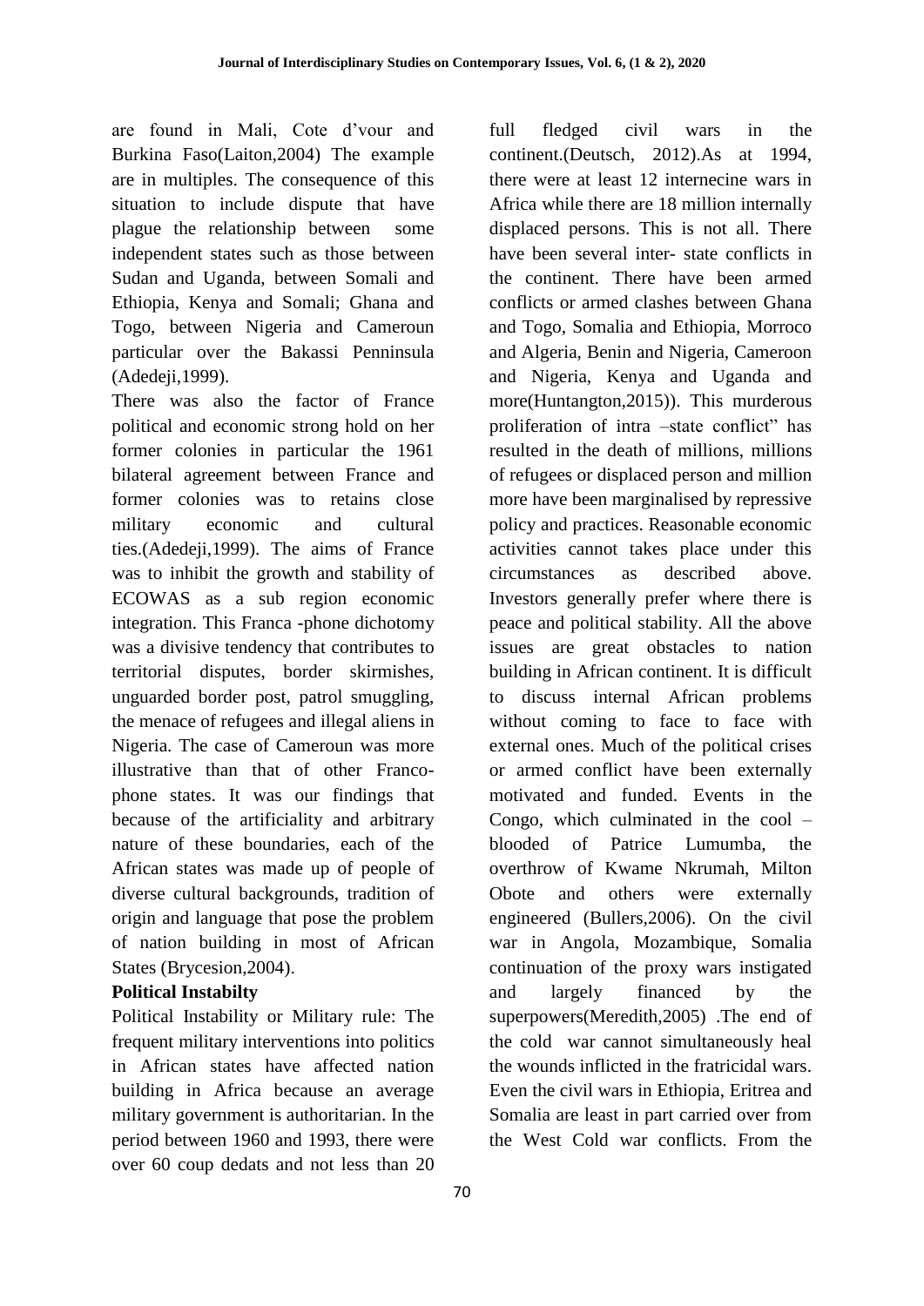are found in Mali, Cote d'vour and Burkina Faso(Laiton,2004) The example are in multiples. The consequence of this situation to include dispute that have plague the relationship between some independent states such as those between Sudan and Uganda, between Somali and Ethiopia, Kenya and Somali; Ghana and Togo, between Nigeria and Cameroun particular over the Bakassi Penninsula (Adedeji,1999).

There was also the factor of France political and economic strong hold on her former colonies in particular the 1961 bilateral agreement between France and former colonies was to retains close military economic and cultural ties.(Adedeji,1999). The aims of France was to inhibit the growth and stability of ECOWAS as a sub region economic integration. This Franca -phone dichotomy was a divisive tendency that contributes to territorial disputes, border skirmishes, unguarded border post, patrol smuggling, the menace of refugees and illegal aliens in Nigeria. The case of Cameroun was more illustrative than that of other Franco-phone states. It was our findings that because of the artificiality and arbitrary nature of these boundaries, each of the African states was made up of people of diverse cultural backgrounds, tradition of origin and language that pose the problem of nation building in most of African States (Brycesion,2004).

**Political Instabilty**

Political Instability or Military rule: The frequent military interventions into politics in African states have affected nation building in Africa because an average military government is authoritarian. In the period between 1960 and 1993, there were over 60 coup dedats and not less than 20 full fledged civil wars in the continent.(Deutsch, 2012).As at 1994, there were at least 12 internecine wars in Africa while there are 18 million internally displaced persons. This is not all. There have been several inter- state conflicts in the continent. There have been armed conflicts or armed clashes between Ghana and Togo, Somalia and Ethiopia, Morroco and Algeria, Benin and Nigeria, Cameroon and Nigeria, Kenya and Uganda and more(Huntangton,2015)). This murderous proliferation of intra –state conflict" has resulted in the death of millions, millions of refugees or displaced person and million more have been marginalised by repressive policy and practices. Reasonable economic activities cannot takes place under this circumstances as described above. Investors generally prefer where there is peace and political stability. All the above issues are great obstacles to nation building in African continent. It is difficult to discuss internal African problems without coming to face to face with external ones. Much of the political crises or armed conflict have been externally motivated and funded. Events in the Congo, which culminated in the cool –blooded of Patrice Lumumba, the overthrow of Kwame Nkrumah, Milton Obote and others were externally engineered (Bullers,2006). On the civil war in Angola, Mozambique, Somalia continuation of the proxy wars instigated and largely financed by the superpowers(Meredith,2005) .The end of the cold war cannot simultaneously heal the wounds inflicted in the fratricidal wars. Even the civil wars in Ethiopia, Eritrea and Somalia are least in part carried over from the West Cold war conflicts. From the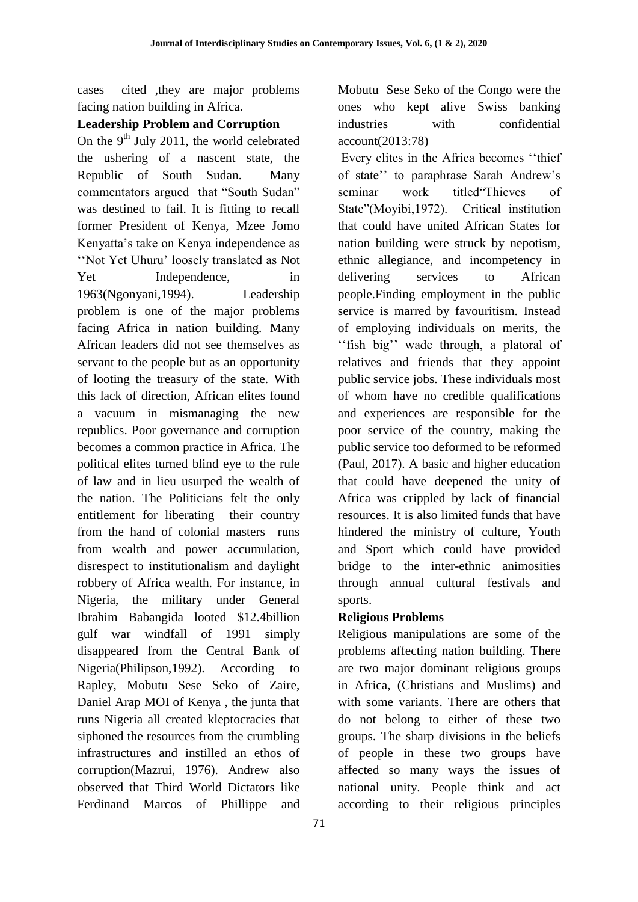cases cited ,they are major problems facing nation building in Africa.

**Leadership Problem and Corruption**

On the 9th July 2011, the world celebrated the ushering of a nascent state, the Republic of South Sudan. Many commentators argued that "South Sudan" was destined to fail. It is fitting to recall former President of Kenya, Mzee Jomo Kenyatta's take on Kenya independence as ''Not Yet Uhuru' loosely translated as Not Yet Independence, in 1963(Ngonyani,1994). Leadership problem is one of the major problems facing Africa in nation building. Many African leaders did not see themselves as servant to the people but as an opportunity of looting the treasury of the state. With this lack of direction, African elites found a vacuum in mismanaging the new republics. Poor governance and corruption becomes a common practice in Africa. The political elites turned blind eye to the rule of law and in lieu usurped the wealth of the nation. The Politicians felt the only entitlement for liberating their country from the hand of colonial masters runs from wealth and power accumulation, disrespect to institutionalism and daylight robbery of Africa wealth. For instance, in Nigeria, the military under General Ibrahim Babangida looted $12.4billion gulf war windfall of 1991 simply disappeared from the Central Bank of Nigeria(Philipson,1992). According to Rapley, Mobutu Sese Seko of Zaire, Daniel Arap MOI of Kenya , the junta that runs Nigeria all created kleptocracies that siphoned the resources from the crumbling infrastructures and instilled an ethos of corruption(Mazrui, 1976). Andrew also observed that Third World Dictators like Ferdinand Marcos of Phillippe and Mobutu Sese Seko of the Congo were the ones who kept alive Swiss banking industries with confidential account(2013:78)

Every elites in the Africa becomes ''thief of state'' to paraphrase Sarah Andrew's seminar work titled"Thieves of State"(Moyibi,1972). Critical institution that could have united African States for nation building were struck by nepotism, ethnic allegiance, and incompetency in delivering services to African people.Finding employment in the public service is marred by favouritism. Instead of employing individuals on merits, the ''fish big'' wade through, a platoral of relatives and friends that they appoint public service jobs. These individuals most of whom have no credible qualifications and experiences are responsible for the poor service of the country, making the public service too deformed to be reformed (Paul, 2017). A basic and higher education that could have deepened the unity of Africa was crippled by lack of financial resources. It is also limited funds that have hindered the ministry of culture, Youth and Sport which could have provided bridge to the inter-ethnic animosities through annual cultural festivals and sports.

**Religious Problems**

Religious manipulations are some of the problems affecting nation building. There are two major dominant religious groups in Africa, (Christians and Muslims) and with some variants. There are others that do not belong to either of these two groups. The sharp divisions in the beliefs of people in these two groups have affected so many ways the issues of national unity. People think and act according to their religious principles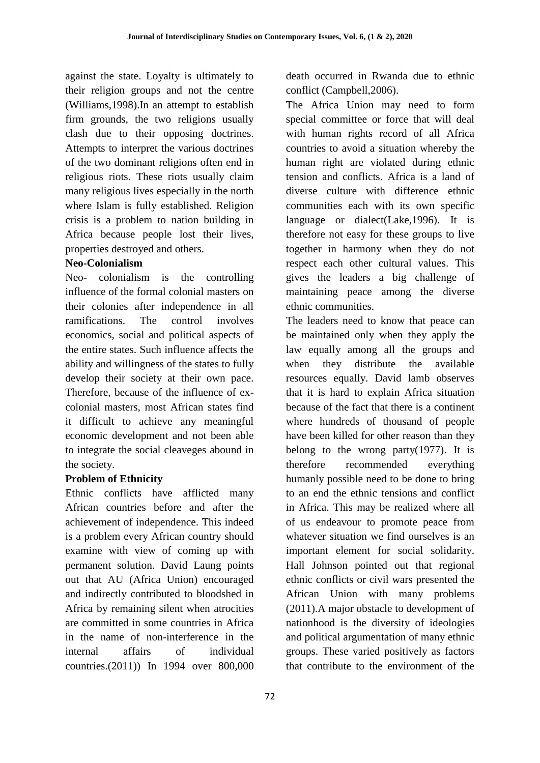against the state. Loyalty is ultimately to their religion groups and not the centre (Williams,1998).In an attempt to establish firm grounds, the two religions usually clash due to their opposing doctrines. Attempts to interpret the various doctrines of the two dominant religions often end in religious riots. These riots usually claim many religious lives especially in the north where Islam is fully established. Religion crisis is a problem to nation building in Africa because people lost their lives, properties destroyed and others.

**Neo-Colonialism**

Neo- colonialism is the controlling influence of the formal colonial masters on their colonies after independence in all ramifications. The control involves economics, social and political aspects of the entire states. Such influence affects the ability and willingness of the states to fully develop their society at their own pace. Therefore, because of the influence of ex-colonial masters, most African states find it difficult to achieve any meaningful economic development and not been able to integrate the social cleaveges abound in the society.

**Problem of Ethnicity**

Ethnic conflicts have afflicted many African countries before and after the achievement of independence. This indeed is a problem every African country should examine with view of coming up with permanent solution. David Laung points out that AU (Africa Union) encouraged and indirectly contributed to bloodshed in Africa by remaining silent when atrocities are committed in some countries in Africa in the name of non-interference in the internal affairs of individual countries.(2011)) In 1994 over 800,000 death occurred in Rwanda due to ethnic conflict (Campbell,2006).

The Africa Union may need to form special committee or force that will deal with human rights record of all Africa countries to avoid a situation whereby the human right are violated during ethnic tension and conflicts. Africa is a land of diverse culture with difference ethnic communities each with its own specific language or dialect(Lake,1996). It is therefore not easy for these groups to live together in harmony when they do not respect each other cultural values. This gives the leaders a big challenge of maintaining peace among the diverse ethnic communities.

The leaders need to know that peace can be maintained only when they apply the law equally among all the groups and when they distribute the available resources equally. David lamb observes that it is hard to explain Africa situation because of the fact that there is a continent where hundreds of thousand of people have been killed for other reason than they belong to the wrong party(1977). It is therefore recommended everything humanly possible need to be done to bring to an end the ethnic tensions and conflict in Africa. This may be realized where all of us endeavour to promote peace from whatever situation we find ourselves is an important element for social solidarity. Hall Johnson pointed out that regional ethnic conflicts or civil wars presented the African Union with many problems (2011).A major obstacle to development of nationhood is the diversity of ideologies and political argumentation of many ethnic groups. These varied positively as factors that contribute to the environment of the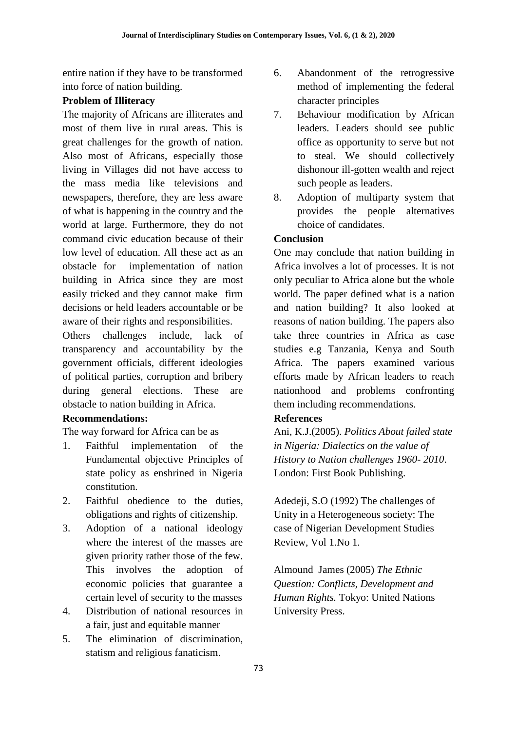entire nation if they have to be transformed into force of nation building.

**Problem of Illiteracy**

The majority of Africans are illiterates and most of them live in rural areas. This is great challenges for the growth of nation. Also most of Africans, especially those living in Villages did not have access to the mass media like televisions and newspapers, therefore, they are less aware of what is happening in the country and the world at large. Furthermore, they do not command civic education because of their low level of education. All these act as an obstacle for implementation of nation building in Africa since they are most easily tricked and they cannot make firm decisions or held leaders accountable or be aware of their rights and responsibilities.

Others challenges include, lack of transparency and accountability by the government officials, different ideologies of political parties, corruption and bribery during general elections. These are obstacle to nation building in Africa.

**Recommendations:**

The way forward for Africa can be as

1. Faithful implementation of the Fundamental objective Principles of state policy as enshrined in Nigeria constitution.
2. Faithful obedience to the duties, obligations and rights of citizenship.
3. Adoption of a national ideology where the interest of the masses are given priority rather those of the few. This involves the adoption of economic policies that guarantee a certain level of security to the masses
4. Distribution of national resources in a fair, just and equitable manner
5. The elimination of discrimination, statism and religious fanaticism.
6. Abandonment of the retrogressive method of implementing the federal character principles
7. Behaviour modification by African leaders. Leaders should see public office as opportunity to serve but not to steal. We should collectively dishonour ill-gotten wealth and reject such people as leaders.
8. Adoption of multiparty system that provides the people alternatives choice of candidates.

**Conclusion**

One may conclude that nation building in Africa involves a lot of processes. It is not only peculiar to Africa alone but the whole world. The paper defined what is a nation and nation building? It also looked at reasons of nation building. The papers also take three countries in Africa as case studies e.g Tanzania, Kenya and South Africa. The papers examined various efforts made by African leaders to reach nationhood and problems confronting them including recommendations.

**References**

Ani, K.J.(2005). *Politics About failed state in Nigeria: Dialectics on the value of History to Nation challenges 1960- 2010*. London: First Book Publishing.

Adedeji, S.O (1992) The challenges of Unity in a Heterogeneous society: The case of Nigerian Development Studies Review, Vol 1.No 1.

Almound James (2005) *The Ethnic Question: Conflicts, Development and Human Rights.* Tokyo: United Nations University Press.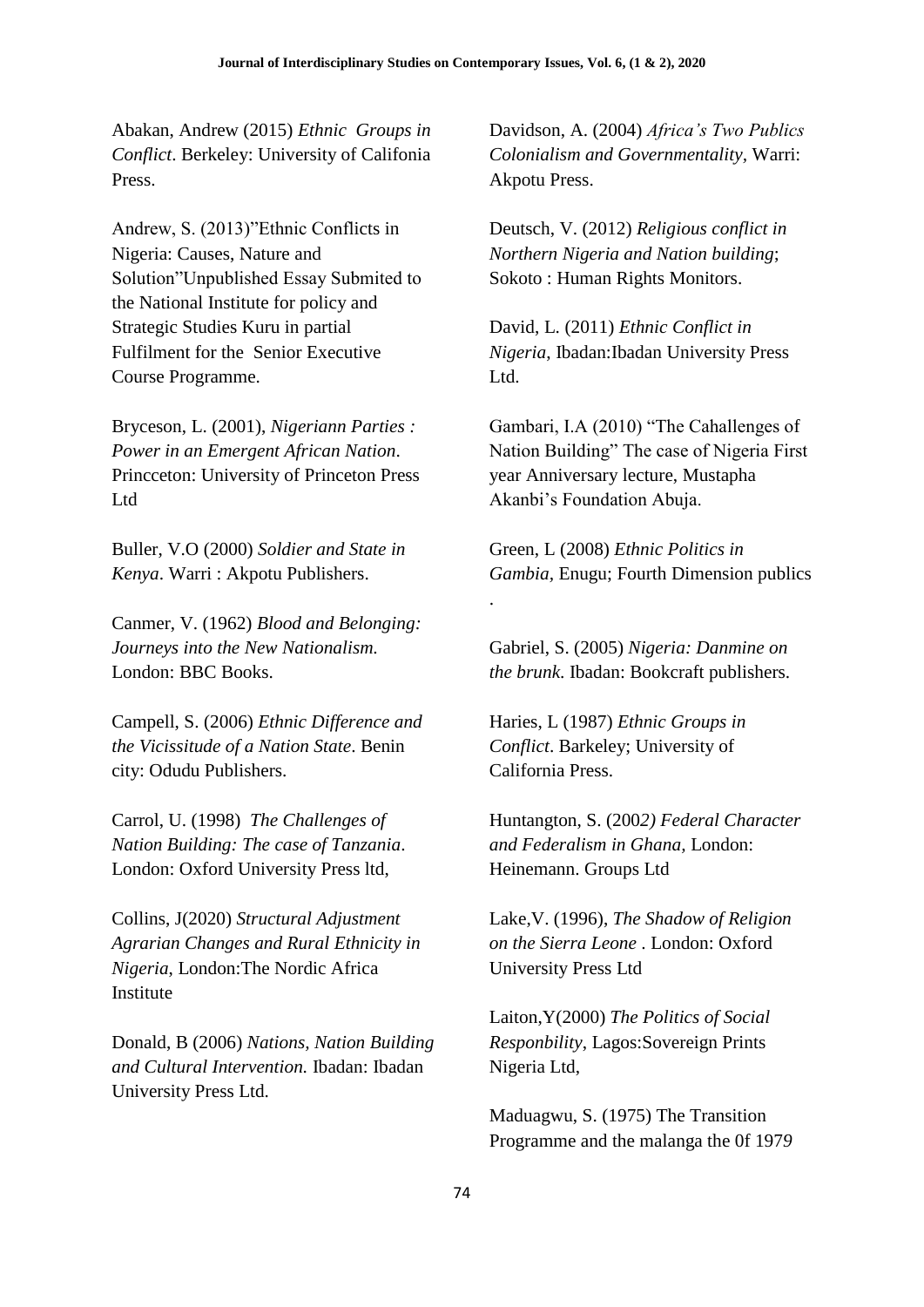Abakan, Andrew (2015) *Ethnic Groups in Conflict*. Berkeley: University of Califonia Press.

Andrew, S. (2013)"Ethnic Conflicts in Nigeria: Causes, Nature and Solution"Unpublished Essay Submited to the National Institute for policy and Strategic Studies Kuru in partial Fulfilment for the Senior Executive Course Programme.

Bryceson, L. (2001), *Nigeriann Parties : Power in an Emergent African Nation*. Princceton: University of Princeton Press Ltd

Buller, V.O (2000) *Soldier and State in Kenya*. Warri : Akpotu Publishers.

Canmer, V. (1962) *Blood and Belonging: Journeys into the New Nationalism.* London: BBC Books.

Campell, S. (2006) *Ethnic Difference and the Vicissitude of a Nation State*. Benin city: Odudu Publishers.

Carrol, U. (1998) *The Challenges of Nation Building: The case of Tanzania*. London: Oxford University Press ltd,

Collins, J(2020) *Structural Adjustment Agrarian Changes and Rural Ethnicity in Nigeria*, London:The Nordic Africa Institute

Donald, B (2006) *Nations, Nation Building and Cultural Intervention.* Ibadan: Ibadan University Press Ltd.

Davidson, A. (2004) *Africa's Two Publics Colonialism and Governmentality*, Warri: Akpotu Press.

Deutsch, V. (2012) *Religious conflict in Northern Nigeria and Nation building*; Sokoto : Human Rights Monitors.

David, L. (2011) *Ethnic Conflict in Nigeria*, Ibadan:Ibadan University Press Ltd.

Gambari, I.A (2010) "The Cahallenges of Nation Building" The case of Nigeria First year Anniversary lecture, Mustapha Akanbi's Foundation Abuja.

Green, L (2008) *Ethnic Politics in Gambia*, Enugu; Fourth Dimension publics .

Gabriel, S. (2005) *Nigeria: Danmine on the brunk.* Ibadan: Bookcraft publishers.

Haries, L (1987) *Ethnic Groups in Conflict*. Barkeley; University of California Press.

Huntangton, S. (2002) *Federal Character and Federalism in Ghana*, London: Heinemann. Groups Ltd

Lake,V. (1996), *The Shadow of Religion on the Sierra Leone* . London: Oxford University Press Ltd

Laiton,Y(2000) *The Politics of Social Responbility*, Lagos:Sovereign Prints Nigeria Ltd,

Maduagwu, S. (1975) The Transition Programme and the malanga the 0f 1979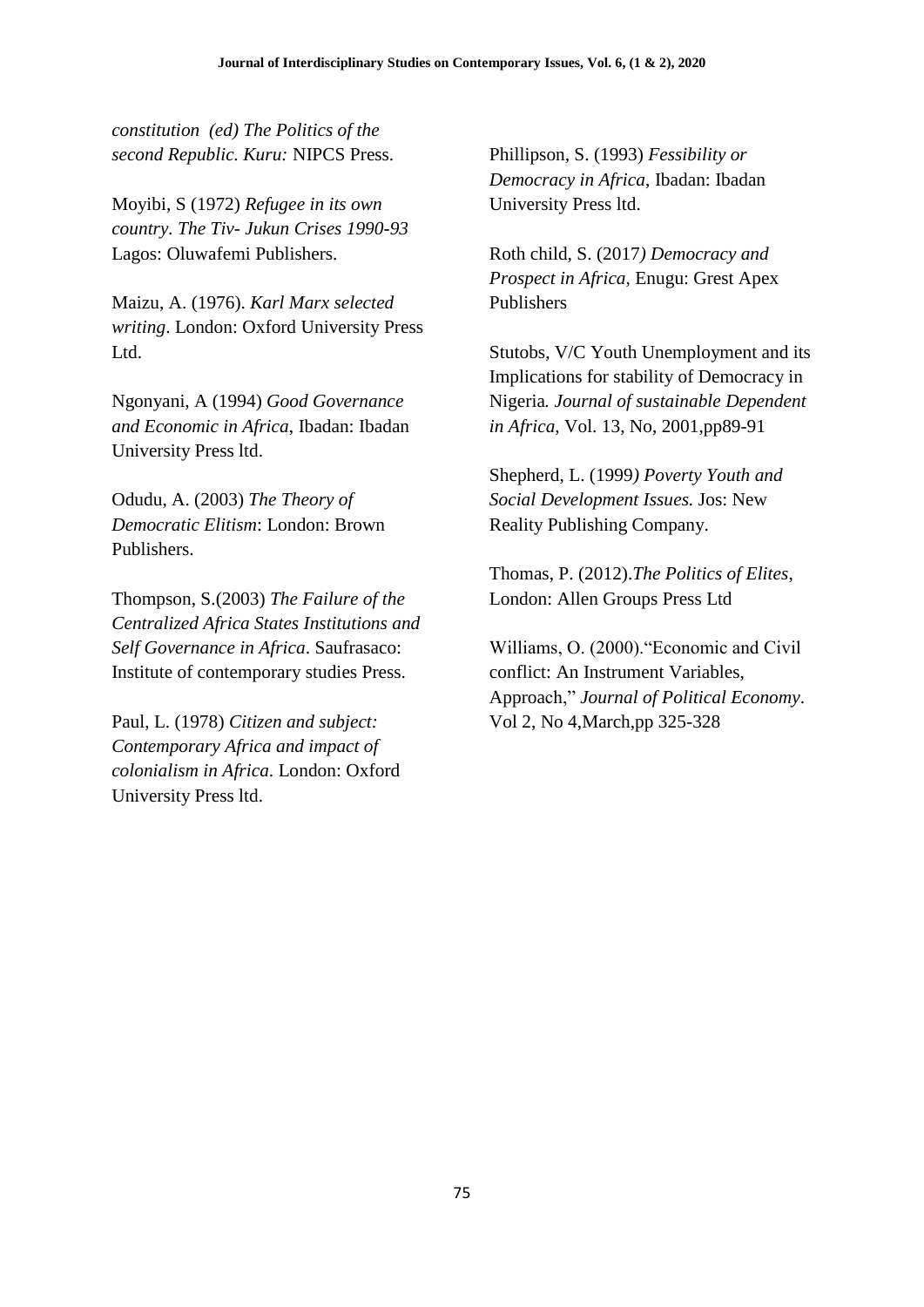*constitution (ed) The Politics of the second Republic. Kuru:* NIPCS Press.

Moyibi, S (1972) *Refugee in its own country. The Tiv- Jukun Crises 1990-93* Lagos: Oluwafemi Publishers.

Maizu, A. (1976). *Karl Marx selected writing*. London: Oxford University Press Ltd.

Ngonyani, A (1994) *Good Governance and Economic in Africa*, Ibadan: Ibadan University Press ltd.

Odudu, A. (2003) *The Theory of Democratic Elitism*: London: Brown Publishers.

Thompson, S.(2003) *The Failure of the Centralized Africa States Institutions and Self Governance in Africa*. Saufrasaco: Institute of contemporary studies Press.

Paul, L. (1978) *Citizen and subject: Contemporary Africa and impact of colonialism in Africa*. London: Oxford University Press ltd.

Phillipson, S. (1993) *Fessibility or Democracy in Africa*, Ibadan: Ibadan University Press ltd.

Roth child, S. (2017*) Democracy and Prospect in Africa,* Enugu: Grest Apex Publishers

Stutobs, V/C Youth Unemployment and its Implications for stability of Democracy in Nigeria*. Journal of sustainable Dependent in Africa*, Vol. 13, No, 2001,pp89-91

Shepherd, L. (1999*) Poverty Youth and Social Development Issues.* Jos: New Reality Publishing Company.

Thomas, P. (2012).*The Politics of Elites*, London: Allen Groups Press Ltd

Williams, O. (2000)."Economic and Civil conflict: An Instrument Variables, Approach," *Journal of Political Economy*. Vol 2, No 4,March,pp 325-328